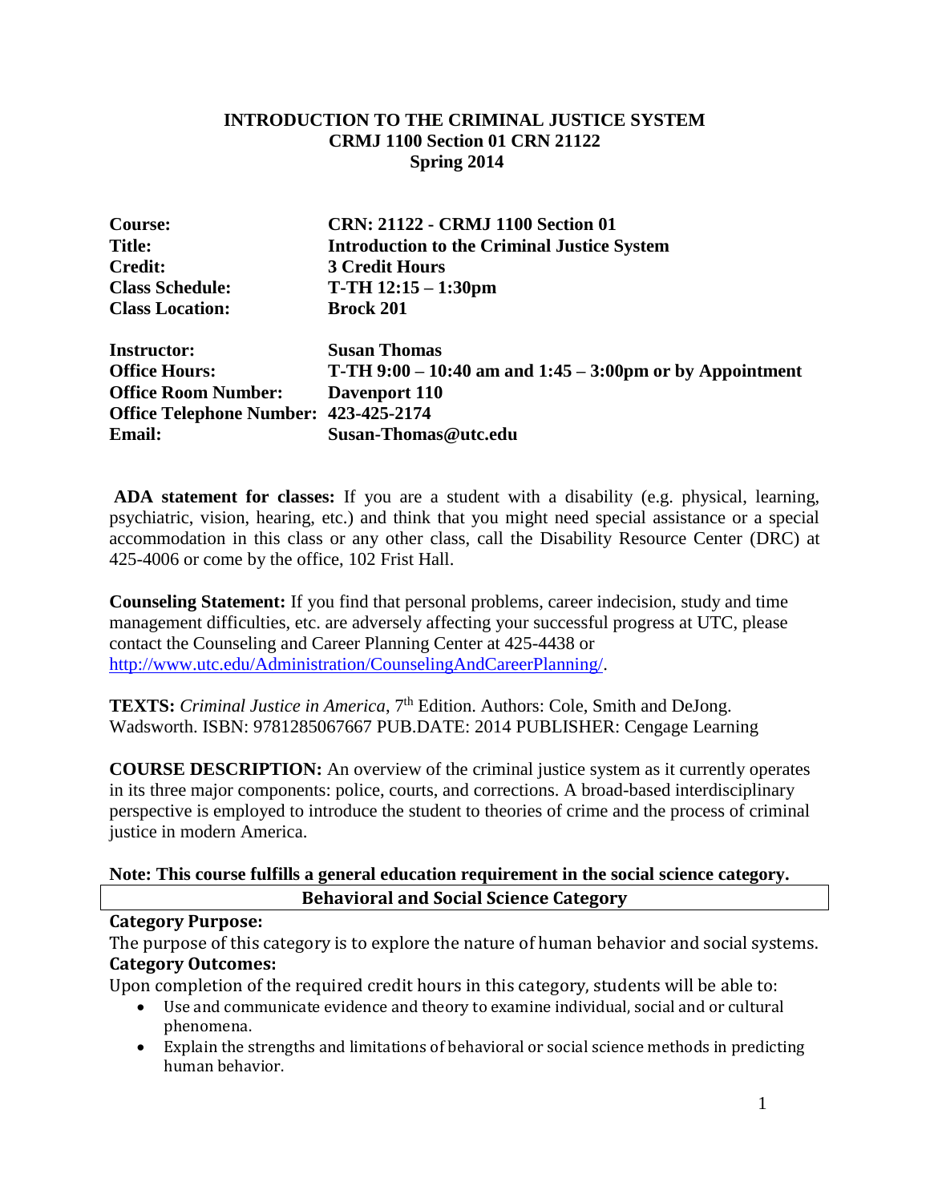**INTRODUCTION TO THE CRIMINAL JUSTICE SYSTEM**
**CRMJ 1100 Section 01 CRN 21122**
**Spring 2014**

| | |
|---|---|
| **Course:** | **CRN: 21122 - CRMJ 1100 Section 01** |
| **Title:** | **Introduction to the Criminal Justice System** |
| **Credit:** | **3 Credit Hours** |
| **Class Schedule:** | **T-TH 12:15 – 1:30pm** |
| **Class Location:** | **Brock 201** |
| **Instructor:** | **Susan Thomas** |
| **Office Hours:** | **T-TH 9:00 – 10:40 am and 1:45 – 3:00pm or by Appointment** |
| **Office Room Number:** | **Davenport 110** |
| **Office Telephone Number:** | **423-425-2174** |
| **Email:** | **Susan-Thomas@utc.edu** |

**ADA statement for classes:** If you are a student with a disability (e.g. physical, learning, psychiatric, vision, hearing, etc.) and think that you might need special assistance or a special accommodation in this class or any other class, call the Disability Resource Center (DRC) at 425-4006 or come by the office, 102 Frist Hall.

**Counseling Statement:** If you find that personal problems, career indecision, study and time management difficulties, etc. are adversely affecting your successful progress at UTC, please contact the Counseling and Career Planning Center at 425-4438 or http://www.utc.edu/Administration/CounselingAndCareerPlanning/.

**TEXTS:** *Criminal Justice in America*, 7th Edition. Authors: Cole, Smith and DeJong. Wadsworth. ISBN: 9781285067667 PUB.DATE: 2014 PUBLISHER: Cengage Learning

**COURSE DESCRIPTION:** An overview of the criminal justice system as it currently operates in its three major components: police, courts, and corrections. A broad-based interdisciplinary perspective is employed to introduce the student to theories of crime and the process of criminal justice in modern America.

**Note: This course fulfills a general education requirement in the social science category.**

**Behavioral and Social Science Category**

**Category Purpose:**
The purpose of this category is to explore the nature of human behavior and social systems.

**Category Outcomes:**
Upon completion of the required credit hours in this category, students will be able to:

- Use and communicate evidence and theory to examine individual, social and or cultural phenomena.
- Explain the strengths and limitations of behavioral or social science methods in predicting human behavior.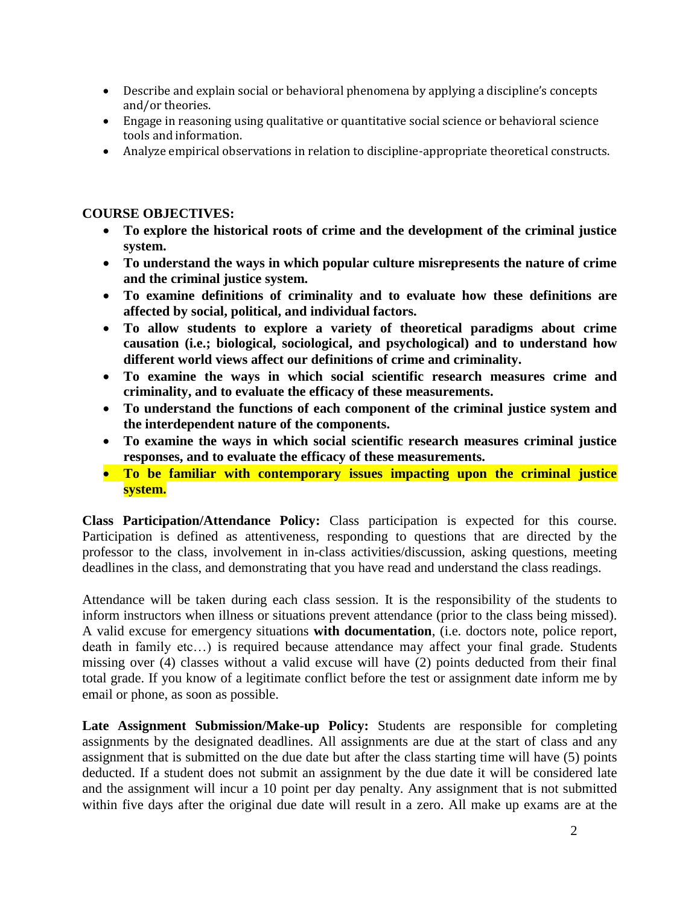- Describe and explain social or behavioral phenomena by applying a discipline's concepts and/or theories.
- Engage in reasoning using qualitative or quantitative social science or behavioral science tools and information.
- Analyze empirical observations in relation to discipline-appropriate theoretical constructs.

**COURSE OBJECTIVES:**

- **To explore the historical roots of crime and the development of the criminal justice system.**
- **To understand the ways in which popular culture misrepresents the nature of crime and the criminal justice system.**
- **To examine definitions of criminality and to evaluate how these definitions are affected by social, political, and individual factors.**
- **To allow students to explore a variety of theoretical paradigms about crime causation (i.e.; biological, sociological, and psychological) and to understand how different world views affect our definitions of crime and criminality.**
- **To examine the ways in which social scientific research measures crime and criminality, and to evaluate the efficacy of these measurements.**
- **To understand the functions of each component of the criminal justice system and the interdependent nature of the components.**
- **To examine the ways in which social scientific research measures criminal justice responses, and to evaluate the efficacy of these measurements.**
- **To be familiar with contemporary issues impacting upon the criminal justice system.**

**Class Participation/Attendance Policy:** Class participation is expected for this course. Participation is defined as attentiveness, responding to questions that are directed by the professor to the class, involvement in in-class activities/discussion, asking questions, meeting deadlines in the class, and demonstrating that you have read and understand the class readings.

Attendance will be taken during each class session. It is the responsibility of the students to inform instructors when illness or situations prevent attendance (prior to the class being missed). A valid excuse for emergency situations **with documentation**, (i.e. doctors note, police report, death in family etc…) is required because attendance may affect your final grade. Students missing over (4) classes without a valid excuse will have (2) points deducted from their final total grade. If you know of a legitimate conflict before the test or assignment date inform me by email or phone, as soon as possible.

**Late Assignment Submission/Make-up Policy:** Students are responsible for completing assignments by the designated deadlines. All assignments are due at the start of class and any assignment that is submitted on the due date but after the class starting time will have (5) points deducted. If a student does not submit an assignment by the due date it will be considered late and the assignment will incur a 10 point per day penalty. Any assignment that is not submitted within five days after the original due date will result in a zero. All make up exams are at the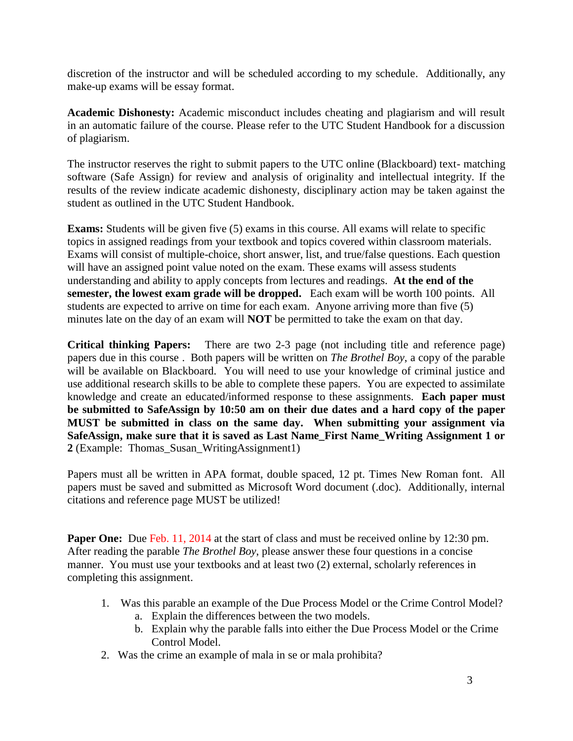discretion of the instructor and will be scheduled according to my schedule. Additionally, any make-up exams will be essay format.

**Academic Dishonesty:** Academic misconduct includes cheating and plagiarism and will result in an automatic failure of the course. Please refer to the UTC Student Handbook for a discussion of plagiarism.

The instructor reserves the right to submit papers to the UTC online (Blackboard) text- matching software (Safe Assign) for review and analysis of originality and intellectual integrity. If the results of the review indicate academic dishonesty, disciplinary action may be taken against the student as outlined in the UTC Student Handbook.

**Exams:** Students will be given five (5) exams in this course. All exams will relate to specific topics in assigned readings from your textbook and topics covered within classroom materials. Exams will consist of multiple-choice, short answer, list, and true/false questions. Each question will have an assigned point value noted on the exam. These exams will assess students understanding and ability to apply concepts from lectures and readings. **At the end of the semester, the lowest exam grade will be dropped.** Each exam will be worth 100 points. All students are expected to arrive on time for each exam. Anyone arriving more than five (5) minutes late on the day of an exam will **NOT** be permitted to take the exam on that day.

**Critical thinking Papers:** There are two 2-3 page (not including title and reference page) papers due in this course . Both papers will be written on *The Brothel Boy*, a copy of the parable will be available on Blackboard. You will need to use your knowledge of criminal justice and use additional research skills to be able to complete these papers. You are expected to assimilate knowledge and create an educated/informed response to these assignments. **Each paper must be submitted to SafeAssign by 10:50 am on their due dates and a hard copy of the paper MUST be submitted in class on the same day. When submitting your assignment via SafeAssign, make sure that it is saved as Last Name_First Name_Writing Assignment 1 or 2** (Example: Thomas_Susan_WritingAssignment1)

Papers must all be written in APA format, double spaced, 12 pt. Times New Roman font. All papers must be saved and submitted as Microsoft Word document (.doc). Additionally, internal citations and reference page MUST be utilized!

**Paper One:** Due Feb. 11, 2014 at the start of class and must be received online by 12:30 pm. After reading the parable *The Brothel Boy*, please answer these four questions in a concise manner. You must use your textbooks and at least two (2) external, scholarly references in completing this assignment.

1. Was this parable an example of the Due Process Model or the Crime Control Model?
   a. Explain the differences between the two models.
   b. Explain why the parable falls into either the Due Process Model or the Crime Control Model.
2. Was the crime an example of mala in se or mala prohibita?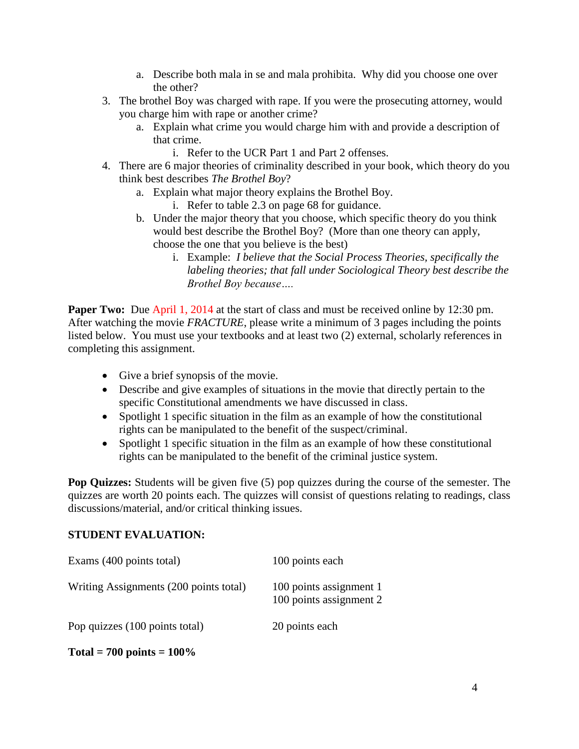a. Describe both mala in se and mala prohibita. Why did you choose one over the other?

3. The brothel Boy was charged with rape. If you were the prosecuting attorney, would you charge him with rape or another crime?
   a. Explain what crime you would charge him with and provide a description of that crime.
      i. Refer to the UCR Part 1 and Part 2 offenses.
4. There are 6 major theories of criminality described in your book, which theory do you think best describes *The Brothel Boy*?
   a. Explain what major theory explains the Brothel Boy.
      i. Refer to table 2.3 on page 68 for guidance.
   b. Under the major theory that you choose, which specific theory do you think would best describe the Brothel Boy? (More than one theory can apply, choose the one that you believe is the best)
      i. Example: *I believe that the Social Process Theories, specifically the labeling theories; that fall under Sociological Theory best describe the Brothel Boy because….*

**Paper Two:** Due April 1, 2014 at the start of class and must be received online by 12:30 pm. After watching the movie *FRACTURE*, please write a minimum of 3 pages including the points listed below. You must use your textbooks and at least two (2) external, scholarly references in completing this assignment.

- Give a brief synopsis of the movie.
- Describe and give examples of situations in the movie that directly pertain to the specific Constitutional amendments we have discussed in class.
- Spotlight 1 specific situation in the film as an example of how the constitutional rights can be manipulated to the benefit of the suspect/criminal.
- Spotlight 1 specific situation in the film as an example of how these constitutional rights can be manipulated to the benefit of the criminal justice system.

**Pop Quizzes:** Students will be given five (5) pop quizzes during the course of the semester. The quizzes are worth 20 points each. The quizzes will consist of questions relating to readings, class discussions/material, and/or critical thinking issues.

**STUDENT EVALUATION:**

| | |
|---|---|
| Exams (400 points total) | 100 points each |
| Writing Assignments (200 points total) | 100 points assignment 1<br>100 points assignment 2 |
| Pop quizzes (100 points total) | 20 points each |

**Total = 700 points = 100%**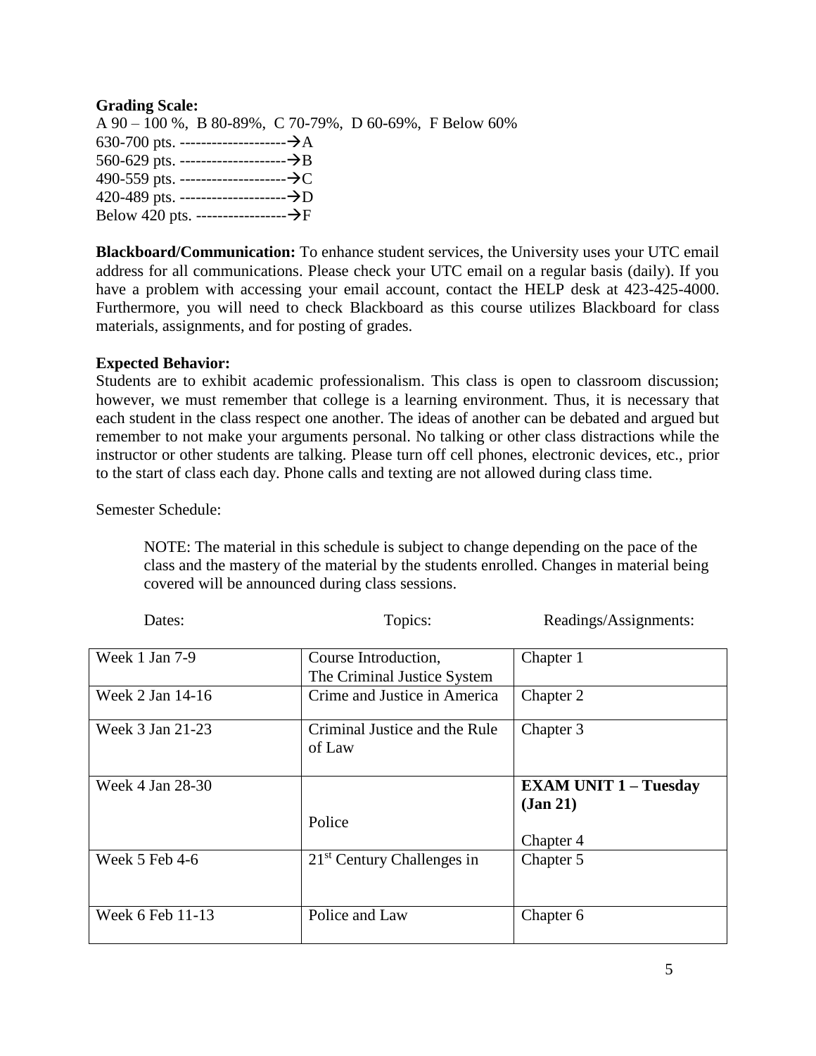**Grading Scale:**

A 90 – 100 %, B 80-89%, C 70-79%, D 60-69%, F Below 60%

630-700 pts. --------------------→A

560-629 pts. --------------------→B

490-559 pts. --------------------→C

420-489 pts. --------------------→D

Below 420 pts. -----------------→F

**Blackboard/Communication:** To enhance student services, the University uses your UTC email address for all communications. Please check your UTC email on a regular basis (daily). If you have a problem with accessing your email account, contact the HELP desk at 423-425-4000. Furthermore, you will need to check Blackboard as this course utilizes Blackboard for class materials, assignments, and for posting of grades.

**Expected Behavior:**

Students are to exhibit academic professionalism. This class is open to classroom discussion; however, we must remember that college is a learning environment. Thus, it is necessary that each student in the class respect one another. The ideas of another can be debated and argued but remember to not make your arguments personal. No talking or other class distractions while the instructor or other students are talking. Please turn off cell phones, electronic devices, etc., prior to the start of class each day. Phone calls and texting are not allowed during class time.

Semester Schedule:

> NOTE: The material in this schedule is subject to change depending on the pace of the class and the mastery of the material by the students enrolled. Changes in material being covered will be announced during class sessions.

| Dates: | Topics: | Readings/Assignments: |
| --- | --- | --- |
| Week 1 Jan 7-9 | Course Introduction, The Criminal Justice System | Chapter 1 |
| Week 2 Jan 14-16 | Crime and Justice in America | Chapter 2 |
| Week 3 Jan 21-23 | Criminal Justice and the Rule of Law | Chapter 3 |
| Week 4 Jan 28-30 | Police | **EXAM UNIT 1 – Tuesday (Jan 21)** Chapter 4 |
| Week 5 Feb 4-6 | 21st Century Challenges in | Chapter 5 |
| Week 6 Feb 11-13 | Police and Law | Chapter 6 |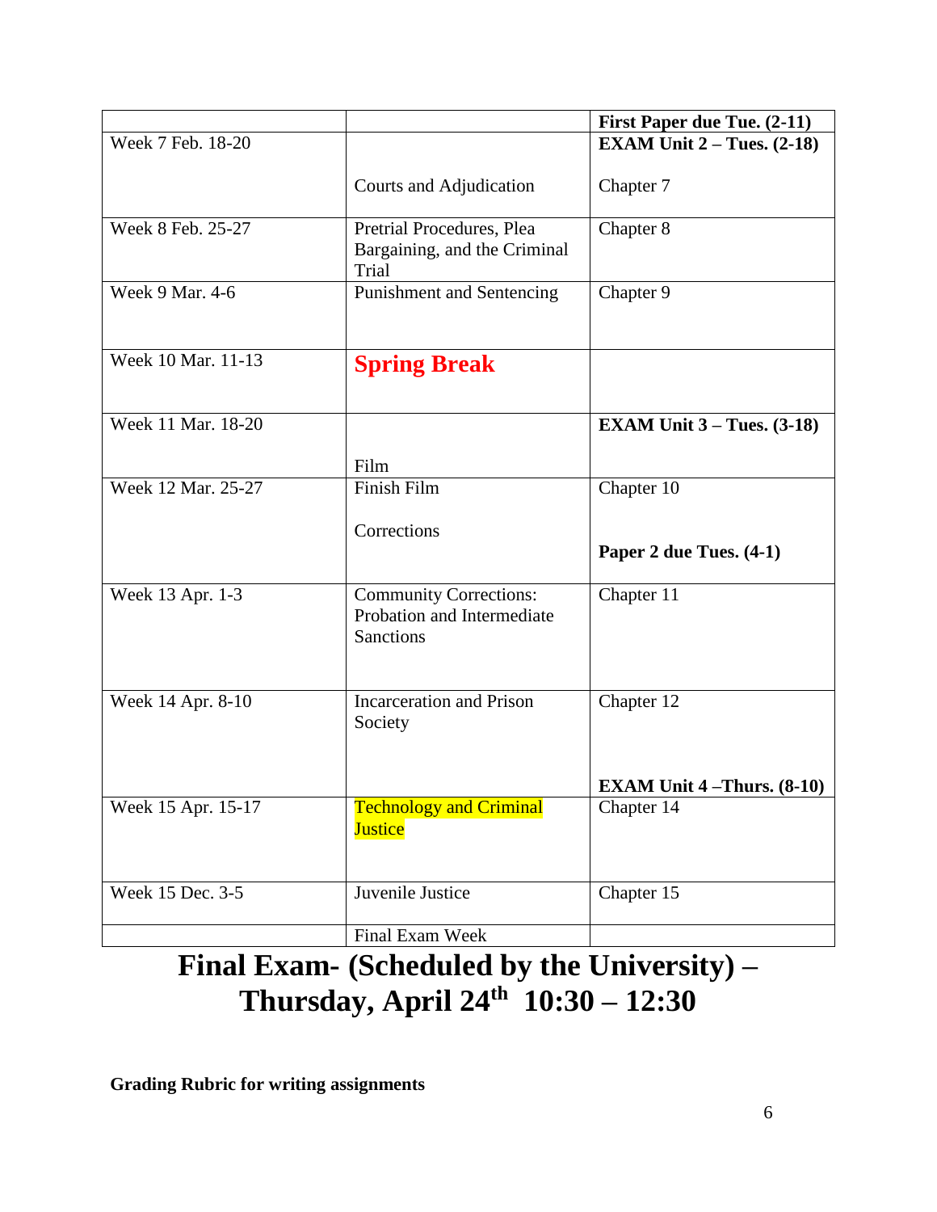| | | **First Paper due Tue. (2-11)** |
|---|---|---|
| Week 7 Feb. 18-20 | Courts and Adjudication | **EXAM Unit 2 – Tues. (2-18)**<br><br>Chapter 7 |
| Week 8 Feb. 25-27 | Pretrial Procedures, Plea Bargaining, and the Criminal Trial | Chapter 8 |
| Week 9 Mar. 4-6 | Punishment and Sentencing | Chapter 9 |
| Week 10 Mar. 11-13 | **Spring Break** | |
| Week 11 Mar. 18-20 | Film | **EXAM Unit 3 – Tues. (3-18)** |
| Week 12 Mar. 25-27 | Finish Film<br><br>Corrections | Chapter 10<br><br>**Paper 2 due Tues. (4-1)** |
| Week 13 Apr. 1-3 | Community Corrections: Probation and Intermediate Sanctions | Chapter 11 |
| Week 14 Apr. 8-10 | Incarceration and Prison Society | Chapter 12<br><br>**EXAM Unit 4 –Thurs. (8-10)** |
| Week 15 Apr. 15-17 | Technology and Criminal Justice | Chapter 14 |
| Week 15 Dec. 3-5 | Juvenile Justice | Chapter 15 |
| | Final Exam Week | |

# Final Exam- (Scheduled by the University) – Thursday, April 24th 10:30 – 12:30

**Grading Rubric for writing assignments**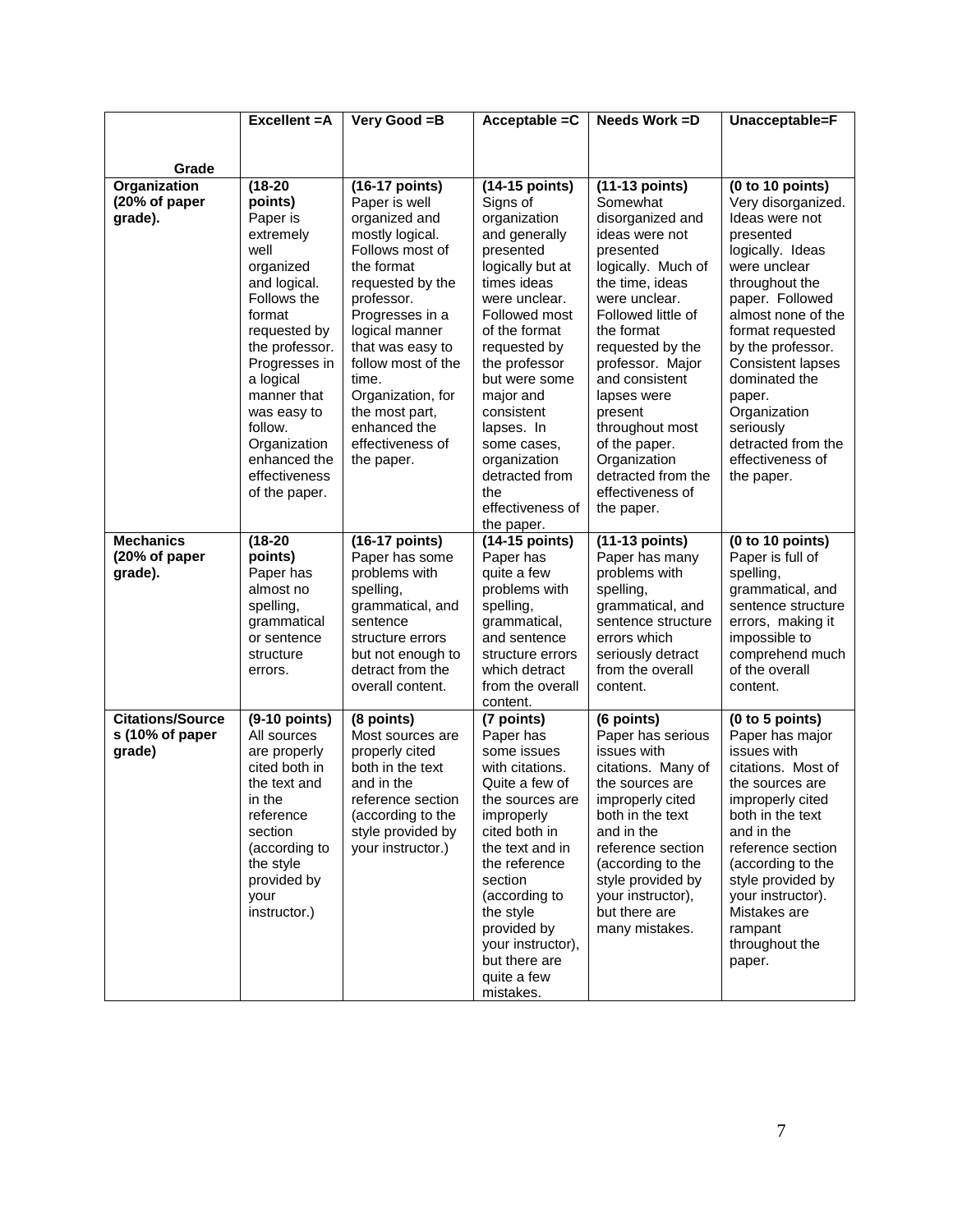| Grade | Excellent =A | Very Good =B | Acceptable =C | Needs Work =D | Unacceptable=F |
|---|---|---|---|---|---|
| **Organization (20% of paper grade).** | **(18-20 points)** Paper is extremely well organized and logical. Follows the format requested by the professor. Progresses in a logical manner that was easy to follow. Organization enhanced the effectiveness of the paper. | **(16-17 points)** Paper is well organized and mostly logical. Follows most of the format requested by the professor. Progresses in a logical manner that was easy to follow most of the time. Organization, for the most part, enhanced the effectiveness of the paper. | **(14-15 points)** Signs of organization and generally presented logically but at times ideas were unclear. Followed most of the format requested by the professor but were some major and consistent lapses. In some cases, organization detracted from the effectiveness of the paper. | **(11-13 points)** Somewhat disorganized and ideas were not presented logically. Much of the time, ideas were unclear. Followed little of the format requested by the professor. Major and consistent lapses were present throughout most of the paper. Organization detracted from the effectiveness of the paper. | **(0 to 10 points)** Very disorganized. Ideas were not presented logically. Ideas were unclear throughout the paper. Followed almost none of the format requested by the professor. Consistent lapses dominated the paper. Organization seriously detracted from the effectiveness of the paper. |
| **Mechanics (20% of paper grade).** | **(18-20 points)** Paper has almost no spelling, grammatical or sentence structure errors. | **(16-17 points)** Paper has some problems with spelling, grammatical, and sentence structure errors but not enough to detract from the overall content. | **(14-15 points)** Paper has quite a few problems with spelling, grammatical, and sentence structure errors which detract from the overall content. | **(11-13 points)** Paper has many problems with spelling, grammatical, and sentence structure errors which seriously detract from the overall content. | **(0 to 10 points)** Paper is full of spelling, grammatical, and sentence structure errors, making it impossible to comprehend much of the overall content. |
| **Citations/Sources (10% of paper grade)** | **(9-10 points)** All sources are properly cited both in the text and in the reference section (according to the style provided by your instructor.) | **(8 points)** Most sources are properly cited both in the text and in the reference section (according to the style provided by your instructor.) | **(7 points)** Paper has some issues with citations. Quite a few of the sources are improperly cited both in the text and in the reference section (according to the style provided by your instructor), but there are quite a few mistakes. | **(6 points)** Paper has serious issues with citations. Many of the sources are improperly cited both in the text and in the reference section (according to the style provided by your instructor), but there are many mistakes. | **(0 to 5 points)** Paper has major issues with citations. Most of the sources are improperly cited both in the text and in the reference section (according to the style provided by your instructor). Mistakes are rampant throughout the paper. |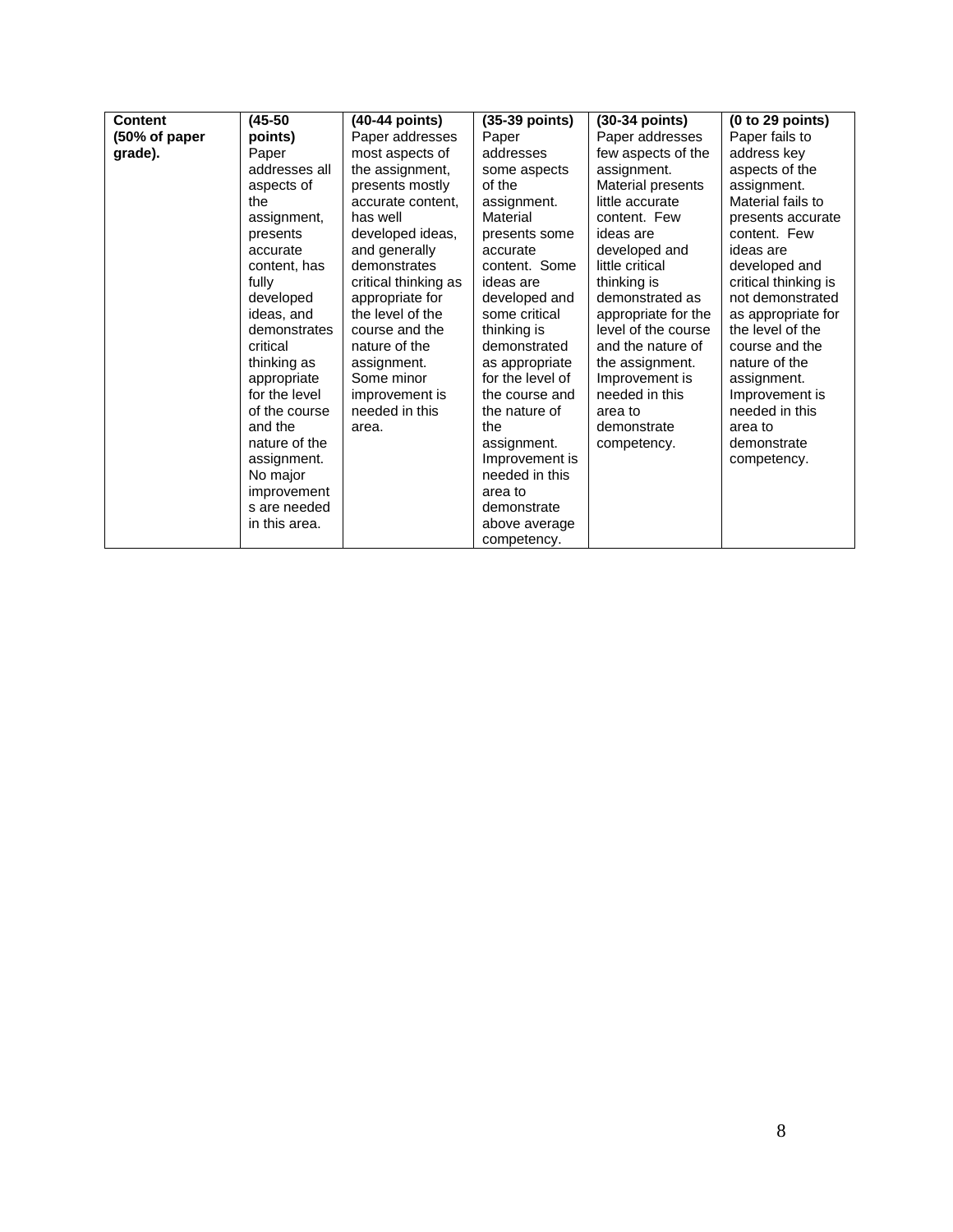| | | | | | |
|---|---|---|---|---|---|
| **Content (50% of paper grade).** | **(45-50 points)** Paper addresses all aspects of the assignment, presents accurate content, has fully developed ideas, and demonstrates critical thinking as appropriate for the level of the course and the nature of the assignment. No major improvements are needed in this area. | **(40-44 points)** Paper addresses most aspects of the assignment, presents mostly accurate content, has well developed ideas, and generally demonstrates critical thinking as appropriate for the level of the course and the nature of the assignment. Some minor improvement is needed in this area. | **(35-39 points)** Paper addresses some aspects of the assignment. Material presents some accurate content. Some ideas are developed and some critical thinking is demonstrated as appropriate for the level of the course and the nature of the assignment. Improvement is needed in this area to demonstrate above average competency. | **(30-34 points)** Paper addresses few aspects of the assignment. Material presents little accurate content. Few ideas are developed and little critical thinking is demonstrated as appropriate for the level of the course and the nature of the assignment. Improvement is needed in this area to demonstrate competency. | **(0 to 29 points)** Paper fails to address key aspects of the assignment. Material fails to presents accurate content. Few ideas are developed and critical thinking is not demonstrated as appropriate for the level of the course and the nature of the assignment. Improvement is needed in this area to demonstrate competency. |